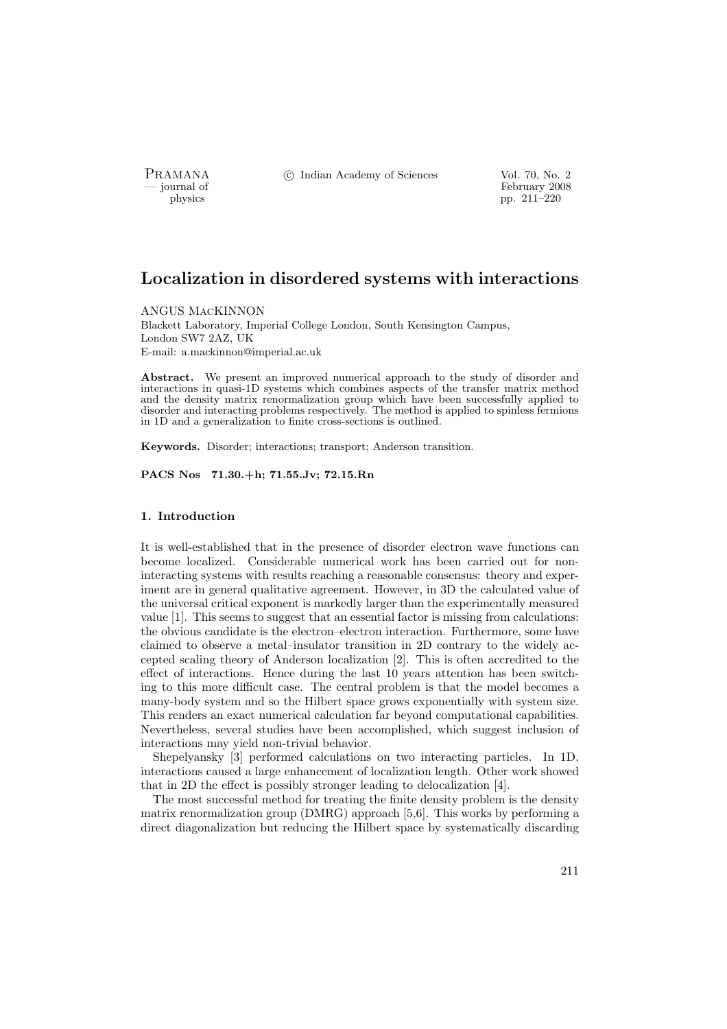# Localization in disordered systems with interactions

ANGUS MacKINNON
Blackett Laboratory, Imperial College London, South Kensington Campus, London SW7 2AZ, UK
E-mail: a.mackinnon@imperial.ac.uk

**Abstract.** We present an improved numerical approach to the study of disorder and interactions in quasi-1D systems which combines aspects of the transfer matrix method and the density matrix renormalization group which have been successfully applied to disorder and interacting problems respectively. The method is applied to spinless fermions in 1D and a generalization to finite cross-sections is outlined.

**Keywords.** Disorder; interactions; transport; Anderson transition.

**PACS Nos 71.30.+h; 71.55.Jv; 72.15.Rn**

## 1. Introduction

It is well-established that in the presence of disorder electron wave functions can become localized. Considerable numerical work has been carried out for non-interacting systems with results reaching a reasonable consensus: theory and experiment are in general qualitative agreement. However, in 3D the calculated value of the universal critical exponent is markedly larger than the experimentally measured value [1]. This seems to suggest that an essential factor is missing from calculations: the obvious candidate is the electron–electron interaction. Furthermore, some have claimed to observe a metal–insulator transition in 2D contrary to the widely accepted scaling theory of Anderson localization [2]. This is often accredited to the effect of interactions. Hence during the last 10 years attention has been switching to this more difficult case. The central problem is that the model becomes a many-body system and so the Hilbert space grows exponentially with system size. This renders an exact numerical calculation far beyond computational capabilities. Nevertheless, several studies have been accomplished, which suggest inclusion of interactions may yield non-trivial behavior.

Shepelyansky [3] performed calculations on two interacting particles. In 1D, interactions caused a large enhancement of localization length. Other work showed that in 2D the effect is possibly stronger leading to delocalization [4].

The most successful method for treating the finite density problem is the density matrix renormalization group (DMRG) approach [5,6]. This works by performing a direct diagonalization but reducing the Hilbert space by systematically discarding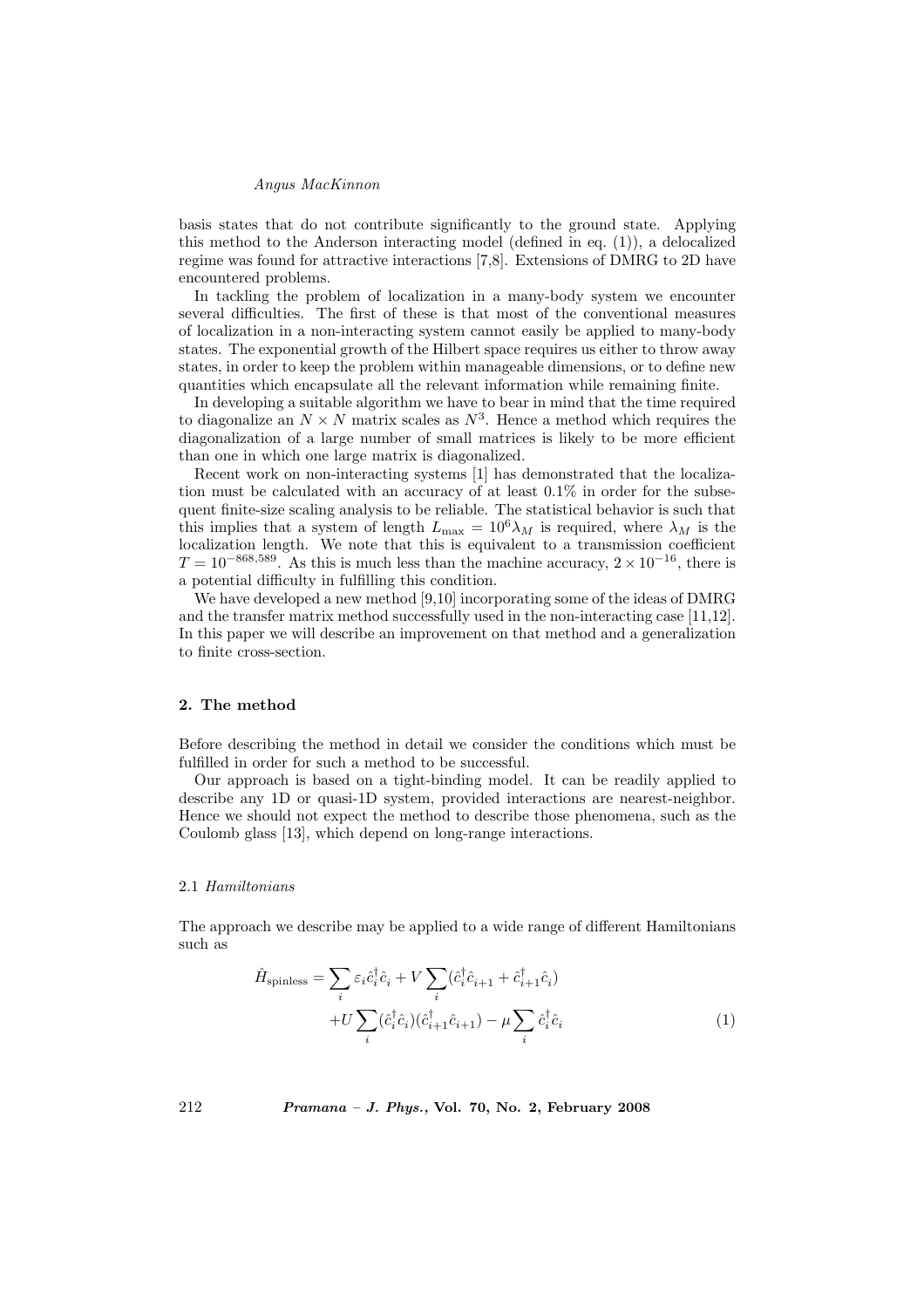basis states that do not contribute significantly to the ground state. Applying this method to the Anderson interacting model (defined in eq. (1)), a delocalized regime was found for attractive interactions [7,8]. Extensions of DMRG to 2D have encountered problems.

In tackling the problem of localization in a many-body system we encounter several difficulties. The first of these is that most of the conventional measures of localization in a non-interacting system cannot easily be applied to many-body states. The exponential growth of the Hilbert space requires us either to throw away states, in order to keep the problem within manageable dimensions, or to define new quantities which encapsulate all the relevant information while remaining finite.

In developing a suitable algorithm we have to bear in mind that the time required to diagonalize an $N \times N$ matrix scales as $N^3$. Hence a method which requires the diagonalization of a large number of small matrices is likely to be more efficient than one in which one large matrix is diagonalized.

Recent work on non-interacting systems [1] has demonstrated that the localization must be calculated with an accuracy of at least 0.1% in order for the subsequent finite-size scaling analysis to be reliable. The statistical behavior is such that this implies that a system of length $L_{\max} = 10^6 \lambda_M$ is required, where $\lambda_M$ is the localization length. We note that this is equivalent to a transmission coefficient $T = 10^{-868,589}$. As this is much less than the machine accuracy, $2 \times 10^{-16}$, there is a potential difficulty in fulfilling this condition.

We have developed a new method [9,10] incorporating some of the ideas of DMRG and the transfer matrix method successfully used in the non-interacting case [11,12]. In this paper we will describe an improvement on that method and a generalization to finite cross-section.

## 2. The method

Before describing the method in detail we consider the conditions which must be fulfilled in order for such a method to be successful.

Our approach is based on a tight-binding model. It can be readily applied to describe any 1D or quasi-1D system, provided interactions are nearest-neighbor. Hence we should not expect the method to describe those phenomena, such as the Coulomb glass [13], which depend on long-range interactions.

### 2.1 *Hamiltonians*

The approach we describe may be applied to a wide range of different Hamiltonians such as

$$
\begin{aligned}
\hat{H}_{\text{spinless}} = & \sum_i \varepsilon_i \hat{c}_i^\dagger \hat{c}_i + V \sum_i (\hat{c}_i^\dagger \hat{c}_{i+1} + \hat{c}_{i+1}^\dagger \hat{c}_i) \\
& + U \sum_i (\hat{c}_i^\dagger \hat{c}_i)(\hat{c}_{i+1}^\dagger \hat{c}_{i+1}) - \mu \sum_i \hat{c}_i^\dagger \hat{c}_i
\end{aligned}
\tag{1}
$$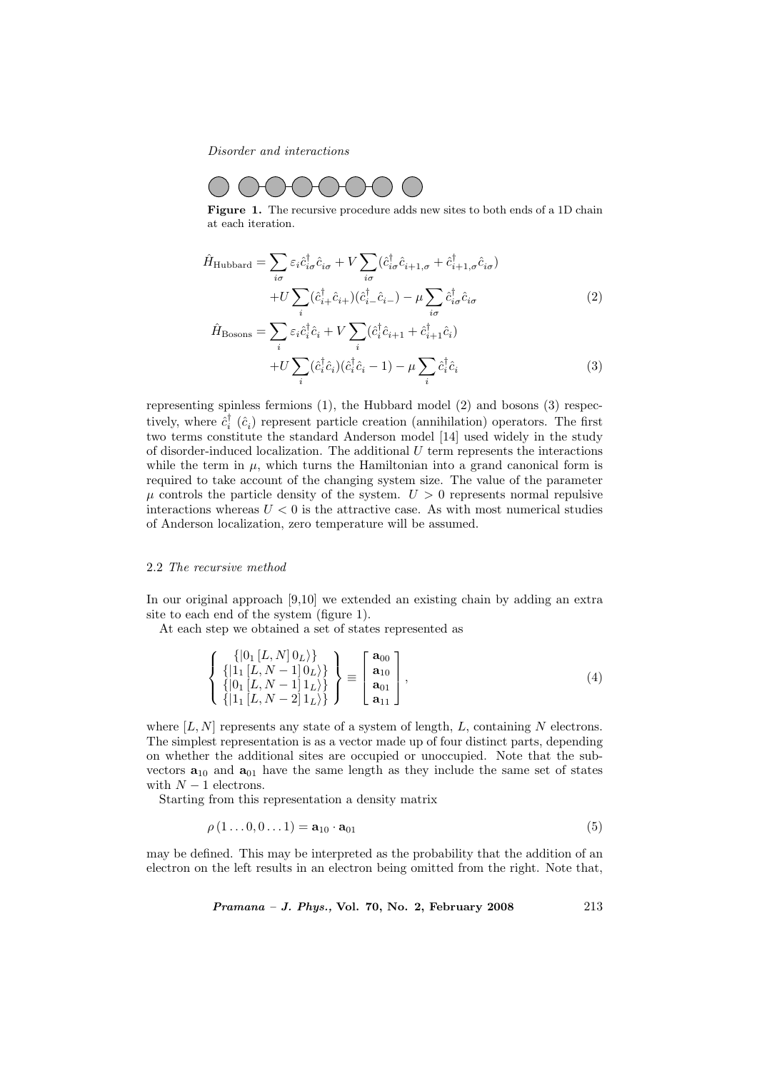**Figure 1.** The recursive procedure adds new sites to both ends of a 1D chain at each iteration.

$$
\begin{aligned}
\hat{H}_{\text{Hubbard}} = & \sum_{i\sigma} \varepsilon_i \hat{c}_{i\sigma}^\dagger \hat{c}_{i\sigma} + V \sum_{i\sigma} (\hat{c}_{i\sigma}^\dagger \hat{c}_{i+1,\sigma} + \hat{c}_{i+1,\sigma}^\dagger \hat{c}_{i\sigma}) \\
& + U \sum_i (\hat{c}_{i+}^\dagger \hat{c}_{i+})(\hat{c}_{i-}^\dagger \hat{c}_{i-}) - \mu \sum_{i\sigma} \hat{c}_{i\sigma}^\dagger \hat{c}_{i\sigma}
\end{aligned} \tag{2}
$$

$$
\begin{aligned}
\hat{H}_{\text{Bosons}} = & \sum_i \varepsilon_i \hat{c}_i^\dagger \hat{c}_i + V \sum_i (\hat{c}_i^\dagger \hat{c}_{i+1} + \hat{c}_{i+1}^\dagger \hat{c}_i) \\
& + U \sum_i (\hat{c}_i^\dagger \hat{c}_i)(\hat{c}_i^\dagger \hat{c}_i - 1) - \mu \sum_i \hat{c}_i^\dagger \hat{c}_i
\end{aligned} \tag{3}
$$

representing spinless fermions (1), the Hubbard model (2) and bosons (3) respectively, where $\hat{c}_i^\dagger$ ($\hat{c}_i$) represent particle creation (annihilation) operators. The first two terms constitute the standard Anderson model [14] used widely in the study of disorder-induced localization. The additional $U$ term represents the interactions while the term in $\mu$, which turns the Hamiltonian into a grand canonical form is required to take account of the changing system size. The value of the parameter $\mu$ controls the particle density of the system. $U > 0$ represents normal repulsive interactions whereas $U < 0$ is the attractive case. As with most numerical studies of Anderson localization, zero temperature will be assumed.

### 2.2 *The recursive method*

In our original approach [9,10] we extended an existing chain by adding an extra site to each end of the system (figure 1).

At each step we obtained a set of states represented as

$$
\left\{ \begin{array}{c} \{|0_1 [L, N] \, 0_L\rangle\} \\ \{|1_1 [L, N-1] \, 0_L\rangle\} \\ \{|0_1 [L, N-1] \, 1_L\rangle\} \\ \{|1_1 [L, N-2] \, 1_L\rangle\} \end{array} \right\} \equiv \left[ \begin{array}{c} \mathbf{a}_{00} \\ \mathbf{a}_{10} \\ \mathbf{a}_{01} \\ \mathbf{a}_{11} \end{array} \right], \tag{4}
$$

where $[L, N]$ represents any state of a system of length, $L$, containing $N$ electrons. The simplest representation is as a vector made up of four distinct parts, depending on whether the additional sites are occupied or unoccupied. Note that the subvectors $\mathbf{a}_{10}$ and $\mathbf{a}_{01}$ have the same length as they include the same set of states with $N-1$ electrons.

Starting from this representation a density matrix

$$
\rho (1 \ldots 0, 0 \ldots 1) = \mathbf{a}_{10} \cdot \mathbf{a}_{01} \tag{5}
$$

may be defined. This may be interpreted as the probability that the addition of an electron on the left results in an electron being omitted from the right. Note that,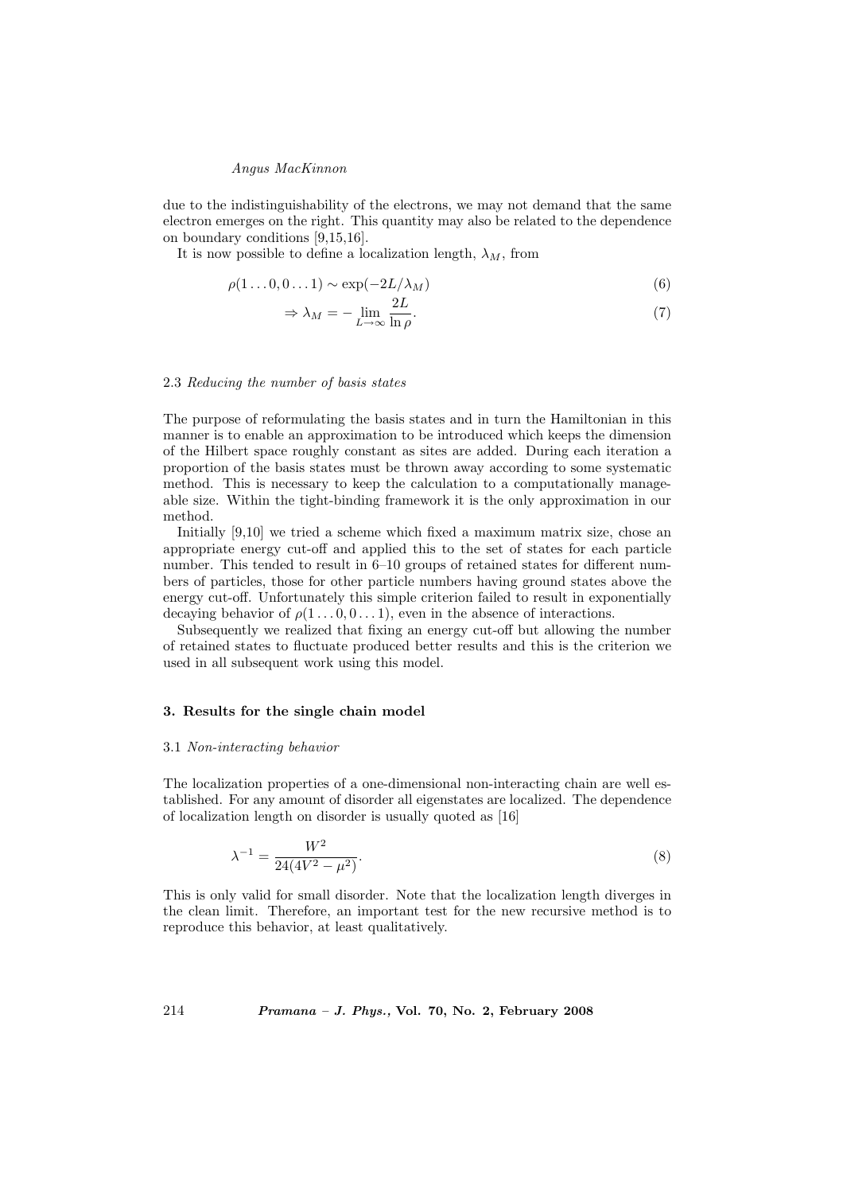due to the indistinguishability of the electrons, we may not demand that the same electron emerges on the right. This quantity may also be related to the dependence on boundary conditions [9,15,16].

It is now possible to define a localization length, $\lambda_M$, from

$$\rho(1\ldots 0, 0\ldots 1) \sim \exp(-2L/\lambda_M) \tag{6}$$

$$\Rightarrow \lambda_M = -\lim_{L\to\infty} \frac{2L}{\ln \rho}. \tag{7}$$

### 2.3 *Reducing the number of basis states*

The purpose of reformulating the basis states and in turn the Hamiltonian in this manner is to enable an approximation to be introduced which keeps the dimension of the Hilbert space roughly constant as sites are added. During each iteration a proportion of the basis states must be thrown away according to some systematic method. This is necessary to keep the calculation to a computationally manageable size. Within the tight-binding framework it is the only approximation in our method.

Initially [9,10] we tried a scheme which fixed a maximum matrix size, chose an appropriate energy cut-off and applied this to the set of states for each particle number. This tended to result in 6–10 groups of retained states for different numbers of particles, those for other particle numbers having ground states above the energy cut-off. Unfortunately this simple criterion failed to result in exponentially decaying behavior of $\rho(1\ldots 0, 0\ldots 1)$, even in the absence of interactions.

Subsequently we realized that fixing an energy cut-off but allowing the number of retained states to fluctuate produced better results and this is the criterion we used in all subsequent work using this model.

## 3. Results for the single chain model

### 3.1 *Non-interacting behavior*

The localization properties of a one-dimensional non-interacting chain are well established. For any amount of disorder all eigenstates are localized. The dependence of localization length on disorder is usually quoted as [16]

$$\lambda^{-1} = \frac{W^2}{24(4V^2 - \mu^2)}. \tag{8}$$

This is only valid for small disorder. Note that the localization length diverges in the clean limit. Therefore, an important test for the new recursive method is to reproduce this behavior, at least qualitatively.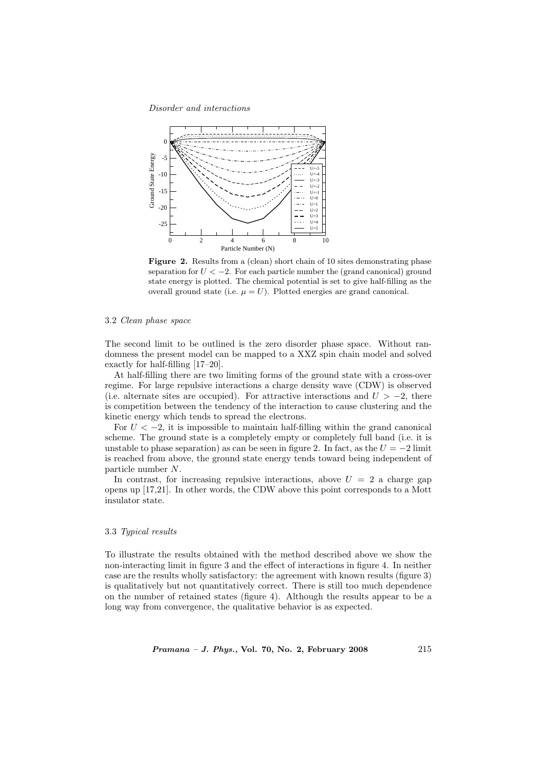**Figure 2.** Results from a (clean) short chain of 10 sites demonstrating phase separation for $U < -2$. For each particle number the (grand canonical) ground state energy is plotted. The chemical potential is set to give half-filling as the overall ground state (i.e. $\mu = U$). Plotted energies are grand canonical.

### 3.2 *Clean phase space*

The second limit to be outlined is the zero disorder phase space. Without randomness the present model can be mapped to a XXZ spin chain model and solved exactly for half-filling [17–20].

At half-filling there are two limiting forms of the ground state with a cross-over regime. For large repulsive interactions a charge density wave (CDW) is observed (i.e. alternate sites are occupied). For attractive interactions and $U > -2$, there is competition between the tendency of the interaction to cause clustering and the kinetic energy which tends to spread the electrons.

For $U < -2$, it is impossible to maintain half-filling within the grand canonical scheme. The ground state is a completely empty or completely full band (i.e. it is unstable to phase separation) as can be seen in figure 2. In fact, as the $U = -2$ limit is reached from above, the ground state energy tends toward being independent of particle number $N$.

In contrast, for increasing repulsive interactions, above $U = 2$ a charge gap opens up [17,21]. In other words, the CDW above this point corresponds to a Mott insulator state.

### 3.3 *Typical results*

To illustrate the results obtained with the method described above we show the non-interacting limit in figure 3 and the effect of interactions in figure 4. In neither case are the results wholly satisfactory: the agreement with known results (figure 3) is qualitatively but not quantitatively correct. There is still too much dependence on the number of retained states (figure 4). Although the results appear to be a long way from convergence, the qualitative behavior is as expected.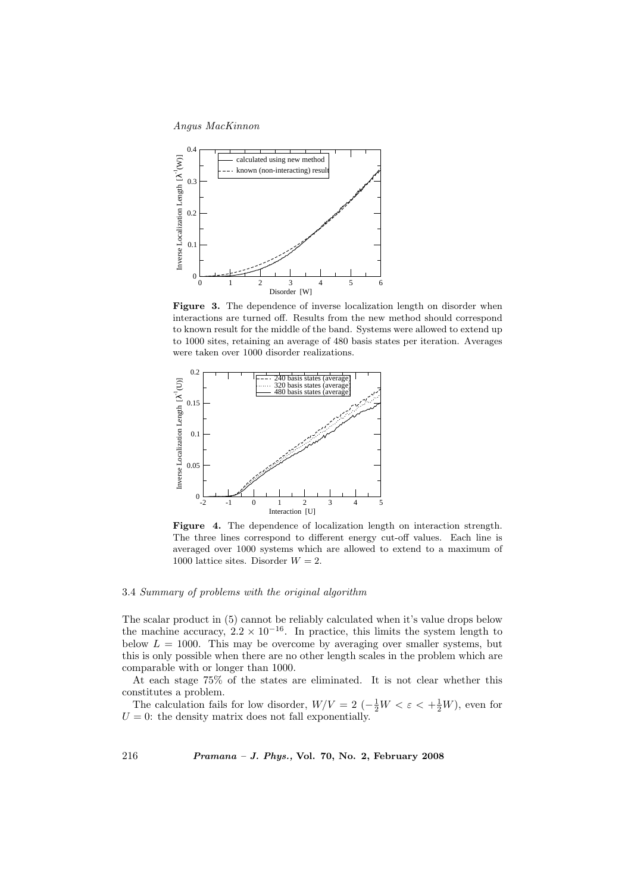**Figure 3.** The dependence of inverse localization length on disorder when interactions are turned off. Results from the new method should correspond to known result for the middle of the band. Systems were allowed to extend up to 1000 sites, retaining an average of 480 basis states per iteration. Averages were taken over 1000 disorder realizations.

**Figure 4.** The dependence of localization length on interaction strength. The three lines correspond to different energy cut-off values. Each line is averaged over 1000 systems which are allowed to extend to a maximum of 1000 lattice sites. Disorder $W = 2$.

### 3.4 *Summary of problems with the original algorithm*

The scalar product in (5) cannot be reliably calculated when it's value drops below the machine accuracy, $2.2 \times 10^{-16}$. In practice, this limits the system length to below $L = 1000$. This may be overcome by averaging over smaller systems, but this is only possible when there are no other length scales in the problem which are comparable with or longer than 1000.

At each stage 75% of the states are eliminated. It is not clear whether this constitutes a problem.

The calculation fails for low disorder, $W/V = 2$ $(-\frac{1}{2}W < \varepsilon < +\frac{1}{2}W)$, even for $U = 0$: the density matrix does not fall exponentially.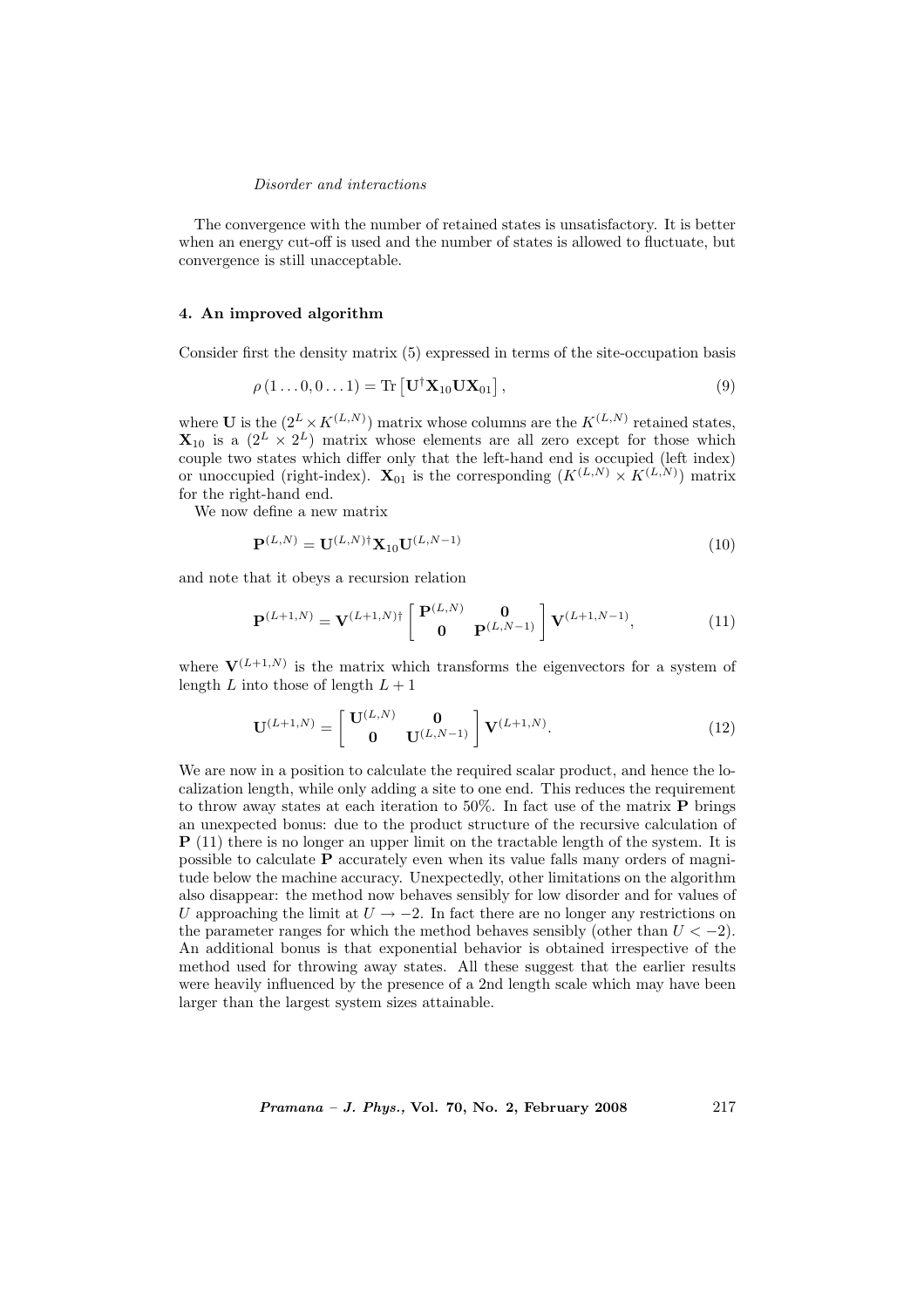The convergence with the number of retained states is unsatisfactory. It is better when an energy cut-off is used and the number of states is allowed to fluctuate, but convergence is still unacceptable.

### 4. An improved algorithm

Consider first the density matrix (5) expressed in terms of the site-occupation basis

$$\rho\left(1\ldots 0, 0\ldots 1\right) = \mathrm{Tr}\left[\mathbf{U}^{\dagger}\mathbf{X}_{10}\mathbf{U}\mathbf{X}_{01}\right], \tag{9}$$

where $\mathbf{U}$ is the $(2^L \times K^{(L,N)})$ matrix whose columns are the $K^{(L,N)}$ retained states, $\mathbf{X}_{10}$ is a $(2^L \times 2^L)$ matrix whose elements are all zero except for those which couple two states which differ only that the left-hand end is occupied (left index) or unoccupied (right-index). $\mathbf{X}_{01}$ is the corresponding $(K^{(L,N)} \times K^{(L,N)})$ matrix for the right-hand end.

We now define a new matrix

$$\mathbf{P}^{(L,N)} = \mathbf{U}^{(L,N)\dagger}\mathbf{X}_{10}\mathbf{U}^{(L,N-1)} \tag{10}$$

and note that it obeys a recursion relation

$$\mathbf{P}^{(L+1,N)} = \mathbf{V}^{(L+1,N)\dagger}\left[\begin{array}{cc}\mathbf{P}^{(L,N)} & \mathbf{0} \\ \mathbf{0} & \mathbf{P}^{(L,N-1)}\end{array}\right]\mathbf{V}^{(L+1,N-1)}, \tag{11}$$

where $\mathbf{V}^{(L+1,N)}$ is the matrix which transforms the eigenvectors for a system of length $L$ into those of length $L+1$

$$\mathbf{U}^{(L+1,N)} = \left[\begin{array}{cc}\mathbf{U}^{(L,N)} & \mathbf{0} \\ \mathbf{0} & \mathbf{U}^{(L,N-1)}\end{array}\right]\mathbf{V}^{(L+1,N)}. \tag{12}$$

We are now in a position to calculate the required scalar product, and hence the localization length, while only adding a site to one end. This reduces the requirement to throw away states at each iteration to 50%. In fact use of the matrix $\mathbf{P}$ brings an unexpected bonus: due to the product structure of the recursive calculation of $\mathbf{P}$ (11) there is no longer an upper limit on the tractable length of the system. It is possible to calculate $\mathbf{P}$ accurately even when its value falls many orders of magnitude below the machine accuracy. Unexpectedly, other limitations on the algorithm also disappear: the method now behaves sensibly for low disorder and for values of $U$ approaching the limit at $U \to -2$. In fact there are no longer any restrictions on the parameter ranges for which the method behaves sensibly (other than $U < -2$). An additional bonus is that exponential behavior is obtained irrespective of the method used for throwing away states. All these suggest that the earlier results were heavily influenced by the presence of a 2nd length scale which may have been larger than the largest system sizes attainable.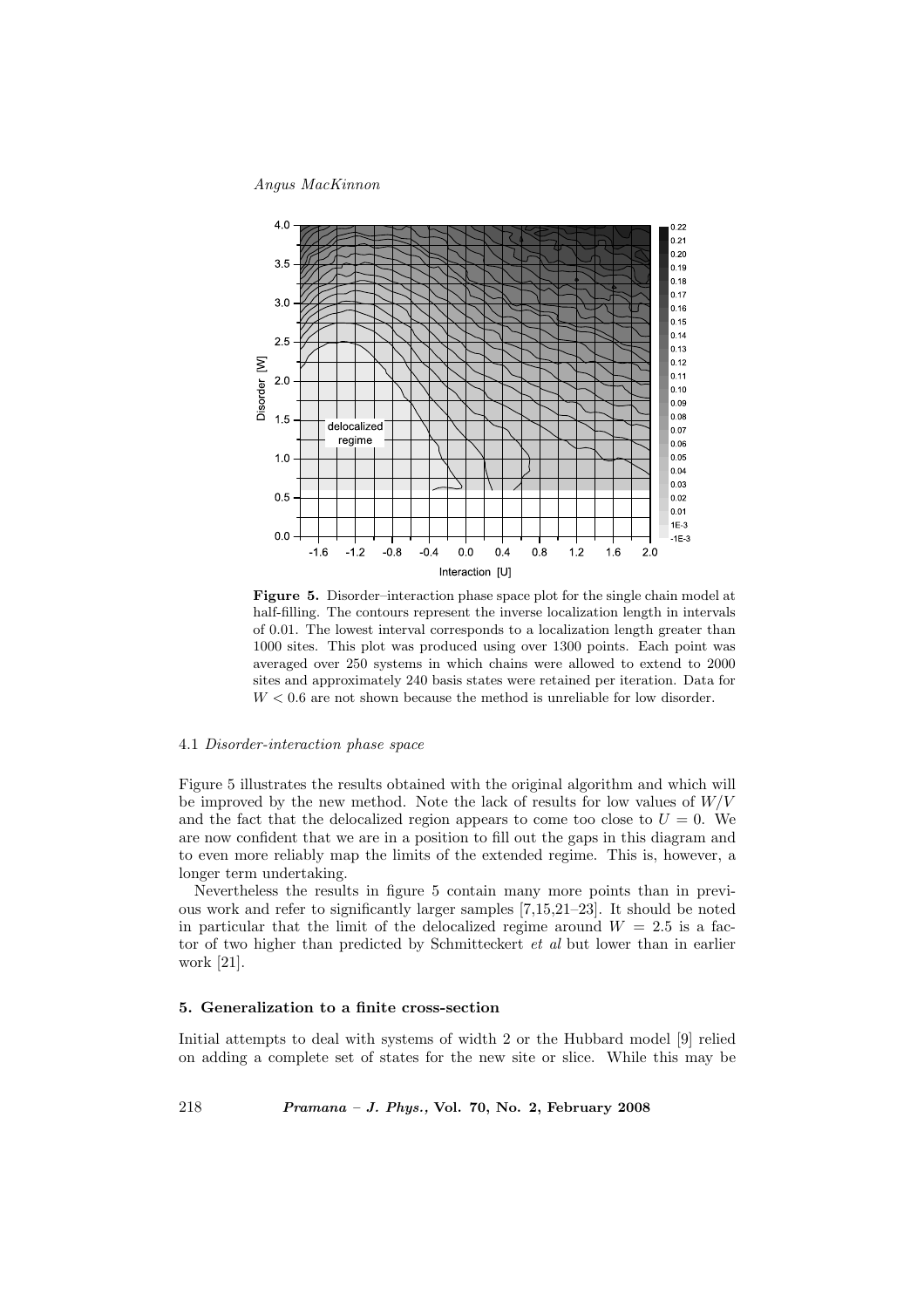**Figure 5.** Disorder–interaction phase space plot for the single chain model at half-filling. The contours represent the inverse localization length in intervals of 0.01. The lowest interval corresponds to a localization length greater than 1000 sites. This plot was produced using over 1300 points. Each point was averaged over 250 systems in which chains were allowed to extend to 2000 sites and approximately 240 basis states were retained per iteration. Data for $W < 0.6$ are not shown because the method is unreliable for low disorder.

### 4.1 *Disorder-interaction phase space*

Figure 5 illustrates the results obtained with the original algorithm and which will be improved by the new method. Note the lack of results for low values of $W/V$ and the fact that the delocalized region appears to come too close to $U = 0$. We are now confident that we are in a position to fill out the gaps in this diagram and to even more reliably map the limits of the extended regime. This is, however, a longer term undertaking.

Nevertheless the results in figure 5 contain many more points than in previous work and refer to significantly larger samples [7,15,21–23]. It should be noted in particular that the limit of the delocalized regime around $W = 2.5$ is a factor of two higher than predicted by Schmitteckert *et al* but lower than in earlier work [21].

## 5. Generalization to a finite cross-section

Initial attempts to deal with systems of width 2 or the Hubbard model [9] relied on adding a complete set of states for the new site or slice. While this may be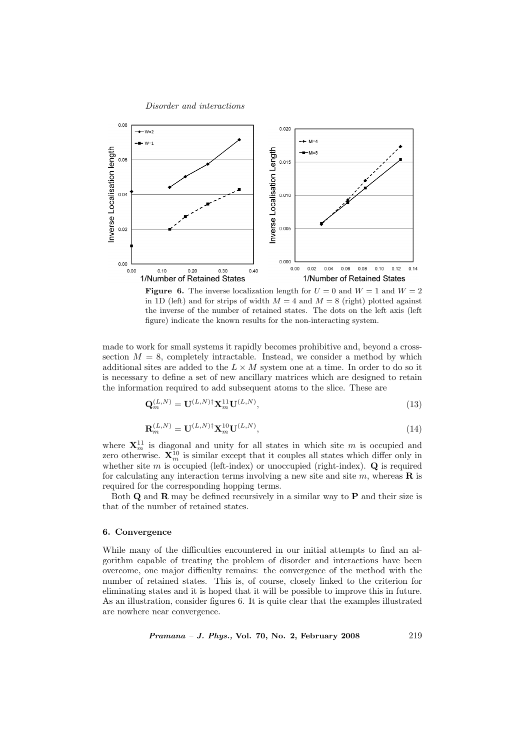**Figure 6.** The inverse localization length for $U = 0$ and $W = 1$ and $W = 2$ in 1D (left) and for strips of width $M = 4$ and $M = 8$ (right) plotted against the inverse of the number of retained states. The dots on the left axis (left figure) indicate the known results for the non-interacting system.

made to work for small systems it rapidly becomes prohibitive and, beyond a cross-section $M = 8$, completely intractable. Instead, we consider a method by which additional sites are added to the $L \times M$ system one at a time. In order to do so it is necessary to define a set of new ancillary matrices which are designed to retain the information required to add subsequent atoms to the slice. These are

$$\mathbf{Q}_m^{(L,N)} = \mathbf{U}^{(L,N)\dagger}\mathbf{X}_m^{11}\mathbf{U}^{(L,N)}, \tag{13}$$

$$\mathbf{R}_m^{(L,N)} = \mathbf{U}^{(L,N)\dagger}\mathbf{X}_m^{10}\mathbf{U}^{(L,N)}, \tag{14}$$

where $\mathbf{X}_m^{11}$ is diagonal and unity for all states in which site $m$ is occupied and zero otherwise. $\mathbf{X}_m^{10}$ is similar except that it couples all states which differ only in whether site $m$ is occupied (left-index) or unoccupied (right-index). $\mathbf{Q}$ is required for calculating any interaction terms involving a new site and site $m$, whereas $\mathbf{R}$ is required for the corresponding hopping terms.

Both $\mathbf{Q}$ and $\mathbf{R}$ may be defined recursively in a similar way to $\mathbf{P}$ and their size is that of the number of retained states.

### 6. Convergence

While many of the difficulties encountered in our initial attempts to find an algorithm capable of treating the problem of disorder and interactions have been overcome, one major difficulty remains: the convergence of the method with the number of retained states. This is, of course, closely linked to the criterion for eliminating states and it is hoped that it will be possible to improve this in future. As an illustration, consider figures 6. It is quite clear that the examples illustrated are nowhere near convergence.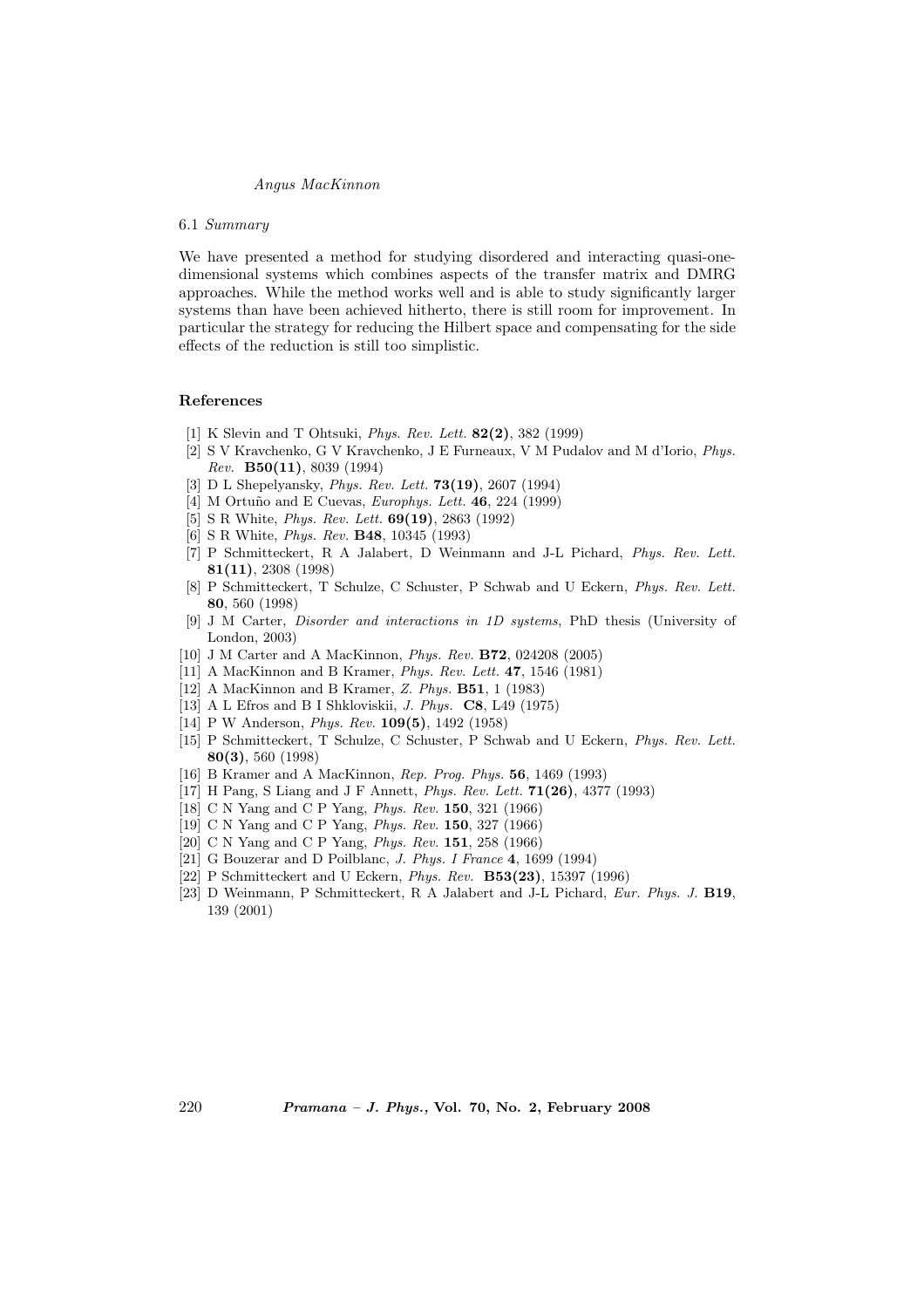### 6.1 *Summary*

We have presented a method for studying disordered and interacting quasi-one-dimensional systems which combines aspects of the transfer matrix and DMRG approaches. While the method works well and is able to study significantly larger systems than have been achieved hitherto, there is still room for improvement. In particular the strategy for reducing the Hilbert space and compensating for the side effects of the reduction is still too simplistic.

## References

[1] K Slevin and T Ohtsuki, *Phys. Rev. Lett.* **82(2)**, 382 (1999)
[2] S V Kravchenko, G V Kravchenko, J E Furneaux, V M Pudalov and M d'Iorio, *Phys. Rev.* **B50(11)**, 8039 (1994)
[3] D L Shepelyansky, *Phys. Rev. Lett.* **73(19)**, 2607 (1994)
[4] M Ortuño and E Cuevas, *Europhys. Lett.* **46**, 224 (1999)
[5] S R White, *Phys. Rev. Lett.* **69(19)**, 2863 (1992)
[6] S R White, *Phys. Rev.* **B48**, 10345 (1993)
[7] P Schmitteckert, R A Jalabert, D Weinmann and J-L Pichard, *Phys. Rev. Lett.* **81(11)**, 2308 (1998)
[8] P Schmitteckert, T Schulze, C Schuster, P Schwab and U Eckern, *Phys. Rev. Lett.* **80**, 560 (1998)
[9] J M Carter, *Disorder and interactions in 1D systems*, PhD thesis (University of London, 2003)
[10] J M Carter and A MacKinnon, *Phys. Rev.* **B72**, 024208 (2005)
[11] A MacKinnon and B Kramer, *Phys. Rev. Lett.* **47**, 1546 (1981)
[12] A MacKinnon and B Kramer, *Z. Phys.* **B51**, 1 (1983)
[13] A L Efros and B I Shkloviskii, *J. Phys.* **C8**, L49 (1975)
[14] P W Anderson, *Phys. Rev.* **109(5)**, 1492 (1958)
[15] P Schmitteckert, T Schulze, C Schuster, P Schwab and U Eckern, *Phys. Rev. Lett.* **80(3)**, 560 (1998)
[16] B Kramer and A MacKinnon, *Rep. Prog. Phys.* **56**, 1469 (1993)
[17] H Pang, S Liang and J F Annett, *Phys. Rev. Lett.* **71(26)**, 4377 (1993)
[18] C N Yang and C P Yang, *Phys. Rev.* **150**, 321 (1966)
[19] C N Yang and C P Yang, *Phys. Rev.* **150**, 327 (1966)
[20] C N Yang and C P Yang, *Phys. Rev.* **151**, 258 (1966)
[21] G Bouzerar and D Poilblanc, *J. Phys. I France* **4**, 1699 (1994)
[22] P Schmitteckert and U Eckern, *Phys. Rev.* **B53(23)**, 15397 (1996)
[23] D Weinmann, P Schmitteckert, R A Jalabert and J-L Pichard, *Eur. Phys. J.* **B19**, 139 (2001)